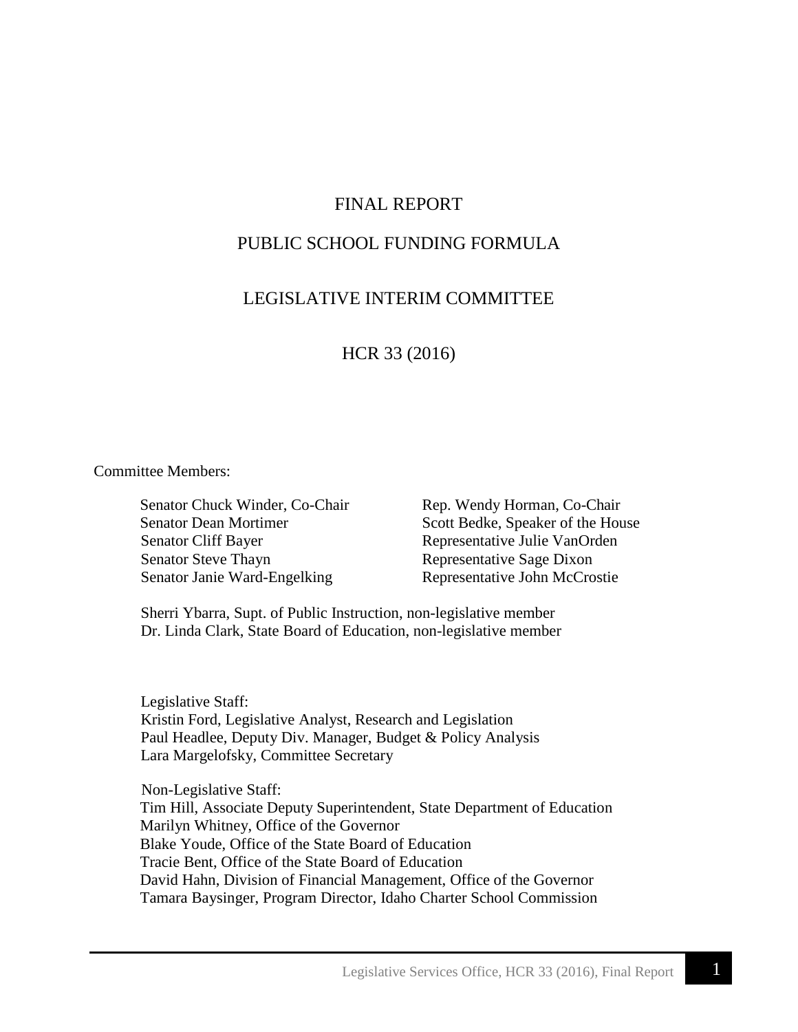# FINAL REPORT

# PUBLIC SCHOOL FUNDING FORMULA

# LEGISLATIVE INTERIM COMMITTEE

# HCR 33 (2016)

Committee Members:

| | |
|---|---|
| Senator Chuck Winder, Co-Chair | Rep. Wendy Horman, Co-Chair |
| Senator Dean Mortimer | Scott Bedke, Speaker of the House |
| Senator Cliff Bayer | Representative Julie VanOrden |
| Senator Steve Thayn | Representative Sage Dixon |
| Senator Janie Ward-Engelking | Representative John McCrostie |

Sherri Ybarra, Supt. of Public Instruction, non-legislative member
Dr. Linda Clark, State Board of Education, non-legislative member

Legislative Staff:
Kristin Ford, Legislative Analyst, Research and Legislation
Paul Headlee, Deputy Div. Manager, Budget & Policy Analysis
Lara Margelofsky, Committee Secretary

Non-Legislative Staff:
Tim Hill, Associate Deputy Superintendent, State Department of Education
Marilyn Whitney, Office of the Governor
Blake Youde, Office of the State Board of Education
Tracie Bent, Office of the State Board of Education
David Hahn, Division of Financial Management, Office of the Governor
Tamara Baysinger, Program Director, Idaho Charter School Commission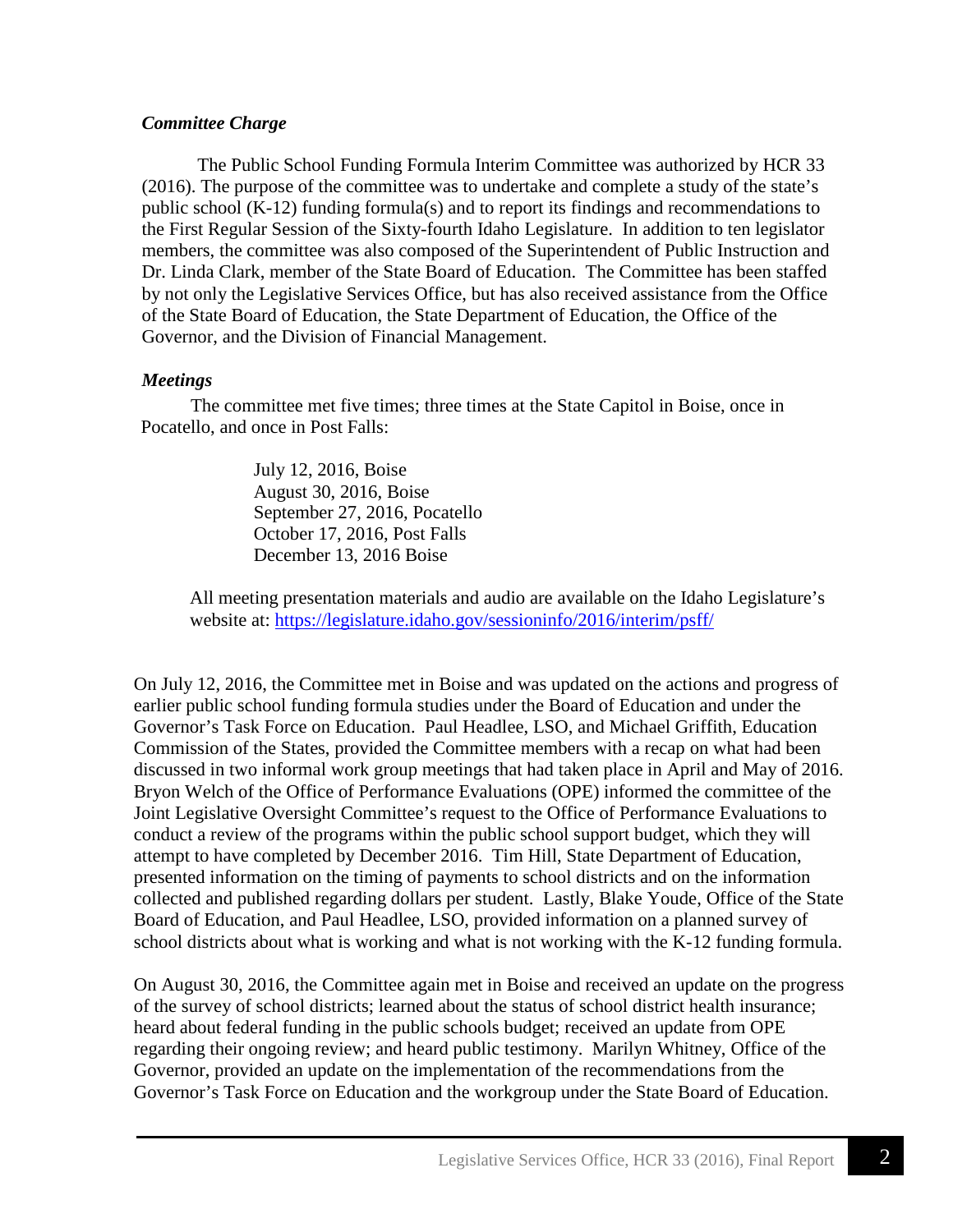### *Committee Charge*

The Public School Funding Formula Interim Committee was authorized by HCR 33 (2016). The purpose of the committee was to undertake and complete a study of the state's public school (K-12) funding formula(s) and to report its findings and recommendations to the First Regular Session of the Sixty-fourth Idaho Legislature. In addition to ten legislator members, the committee was also composed of the Superintendent of Public Instruction and Dr. Linda Clark, member of the State Board of Education. The Committee has been staffed by not only the Legislative Services Office, but has also received assistance from the Office of the State Board of Education, the State Department of Education, the Office of the Governor, and the Division of Financial Management.

### *Meetings*

The committee met five times; three times at the State Capitol in Boise, once in Pocatello, and once in Post Falls:

July 12, 2016, Boise
August 30, 2016, Boise
September 27, 2016, Pocatello
October 17, 2016, Post Falls
December 13, 2016 Boise

All meeting presentation materials and audio are available on the Idaho Legislature's website at: https://legislature.idaho.gov/sessioninfo/2016/interim/psff/

On July 12, 2016, the Committee met in Boise and was updated on the actions and progress of earlier public school funding formula studies under the Board of Education and under the Governor's Task Force on Education. Paul Headlee, LSO, and Michael Griffith, Education Commission of the States, provided the Committee members with a recap on what had been discussed in two informal work group meetings that had taken place in April and May of 2016. Bryon Welch of the Office of Performance Evaluations (OPE) informed the committee of the Joint Legislative Oversight Committee's request to the Office of Performance Evaluations to conduct a review of the programs within the public school support budget, which they will attempt to have completed by December 2016. Tim Hill, State Department of Education, presented information on the timing of payments to school districts and on the information collected and published regarding dollars per student. Lastly, Blake Youde, Office of the State Board of Education, and Paul Headlee, LSO, provided information on a planned survey of school districts about what is working and what is not working with the K-12 funding formula.

On August 30, 2016, the Committee again met in Boise and received an update on the progress of the survey of school districts; learned about the status of school district health insurance; heard about federal funding in the public schools budget; received an update from OPE regarding their ongoing review; and heard public testimony. Marilyn Whitney, Office of the Governor, provided an update on the implementation of the recommendations from the Governor's Task Force on Education and the workgroup under the State Board of Education.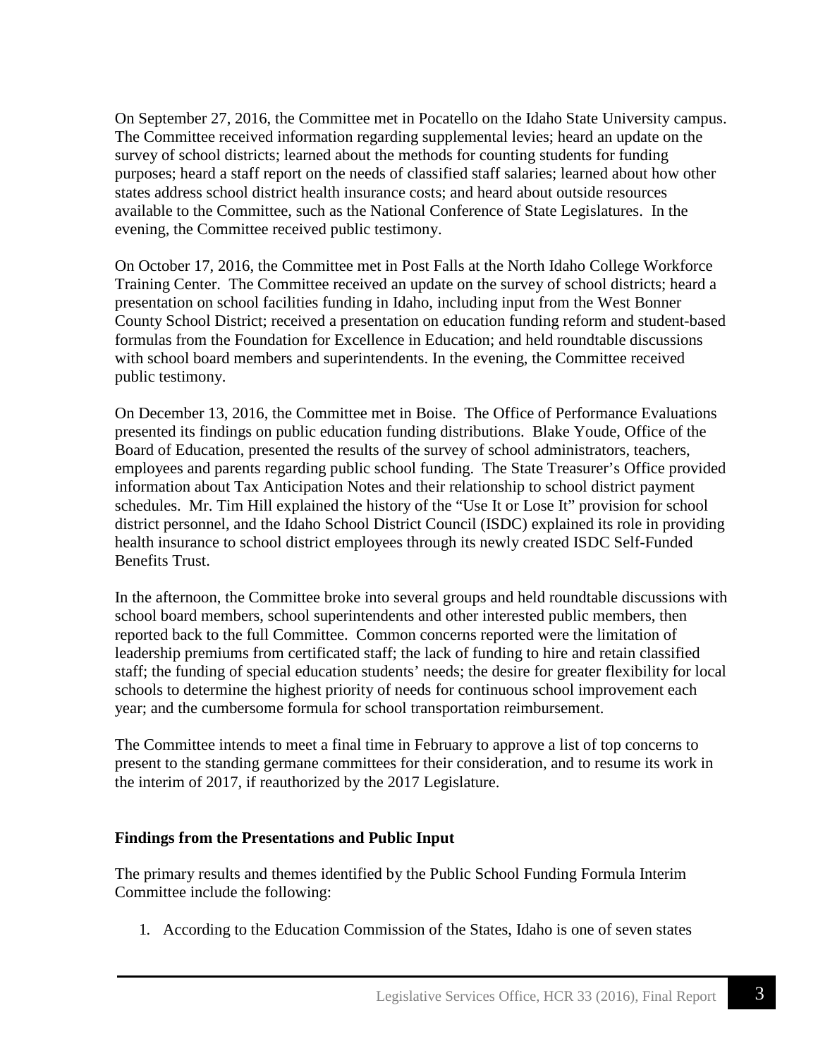On September 27, 2016, the Committee met in Pocatello on the Idaho State University campus. The Committee received information regarding supplemental levies; heard an update on the survey of school districts; learned about the methods for counting students for funding purposes; heard a staff report on the needs of classified staff salaries; learned about how other states address school district health insurance costs; and heard about outside resources available to the Committee, such as the National Conference of State Legislatures. In the evening, the Committee received public testimony.

On October 17, 2016, the Committee met in Post Falls at the North Idaho College Workforce Training Center. The Committee received an update on the survey of school districts; heard a presentation on school facilities funding in Idaho, including input from the West Bonner County School District; received a presentation on education funding reform and student-based formulas from the Foundation for Excellence in Education; and held roundtable discussions with school board members and superintendents. In the evening, the Committee received public testimony.

On December 13, 2016, the Committee met in Boise. The Office of Performance Evaluations presented its findings on public education funding distributions. Blake Youde, Office of the Board of Education, presented the results of the survey of school administrators, teachers, employees and parents regarding public school funding. The State Treasurer's Office provided information about Tax Anticipation Notes and their relationship to school district payment schedules. Mr. Tim Hill explained the history of the "Use It or Lose It" provision for school district personnel, and the Idaho School District Council (ISDC) explained its role in providing health insurance to school district employees through its newly created ISDC Self-Funded Benefits Trust.

In the afternoon, the Committee broke into several groups and held roundtable discussions with school board members, school superintendents and other interested public members, then reported back to the full Committee. Common concerns reported were the limitation of leadership premiums from certificated staff; the lack of funding to hire and retain classified staff; the funding of special education students' needs; the desire for greater flexibility for local schools to determine the highest priority of needs for continuous school improvement each year; and the cumbersome formula for school transportation reimbursement.

The Committee intends to meet a final time in February to approve a list of top concerns to present to the standing germane committees for their consideration, and to resume its work in the interim of 2017, if reauthorized by the 2017 Legislature.

**Findings from the Presentations and Public Input**

The primary results and themes identified by the Public School Funding Formula Interim Committee include the following:

1. According to the Education Commission of the States, Idaho is one of seven states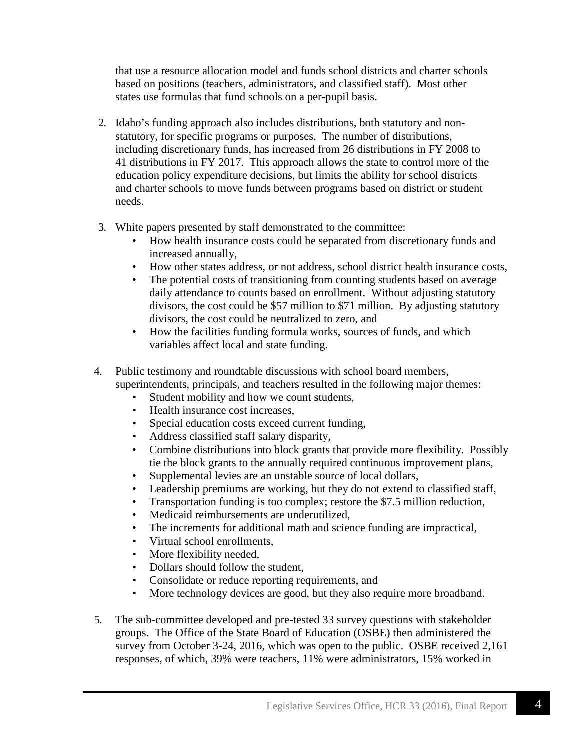that use a resource allocation model and funds school districts and charter schools based on positions (teachers, administrators, and classified staff). Most other states use formulas that fund schools on a per-pupil basis.

2. Idaho's funding approach also includes distributions, both statutory and non-statutory, for specific programs or purposes. The number of distributions, including discretionary funds, has increased from 26 distributions in FY 2008 to 41 distributions in FY 2017. This approach allows the state to control more of the education policy expenditure decisions, but limits the ability for school districts and charter schools to move funds between programs based on district or student needs.

3. White papers presented by staff demonstrated to the committee:
   - How health insurance costs could be separated from discretionary funds and increased annually,
   - How other states address, or not address, school district health insurance costs,
   - The potential costs of transitioning from counting students based on average daily attendance to counts based on enrollment. Without adjusting statutory divisors, the cost could be $57 million to $71 million. By adjusting statutory divisors, the cost could be neutralized to zero, and
   - How the facilities funding formula works, sources of funds, and which variables affect local and state funding.

4. Public testimony and roundtable discussions with school board members, superintendents, principals, and teachers resulted in the following major themes:
   - Student mobility and how we count students,
   - Health insurance cost increases,
   - Special education costs exceed current funding,
   - Address classified staff salary disparity,
   - Combine distributions into block grants that provide more flexibility. Possibly tie the block grants to the annually required continuous improvement plans,
   - Supplemental levies are an unstable source of local dollars,
   - Leadership premiums are working, but they do not extend to classified staff,
   - Transportation funding is too complex; restore the $7.5 million reduction,
   - Medicaid reimbursements are underutilized,
   - The increments for additional math and science funding are impractical,
   - Virtual school enrollments,
   - More flexibility needed,
   - Dollars should follow the student,
   - Consolidate or reduce reporting requirements, and
   - More technology devices are good, but they also require more broadband.

5. The sub-committee developed and pre-tested 33 survey questions with stakeholder groups. The Office of the State Board of Education (OSBE) then administered the survey from October 3-24, 2016, which was open to the public. OSBE received 2,161 responses, of which, 39% were teachers, 11% were administrators, 15% worked in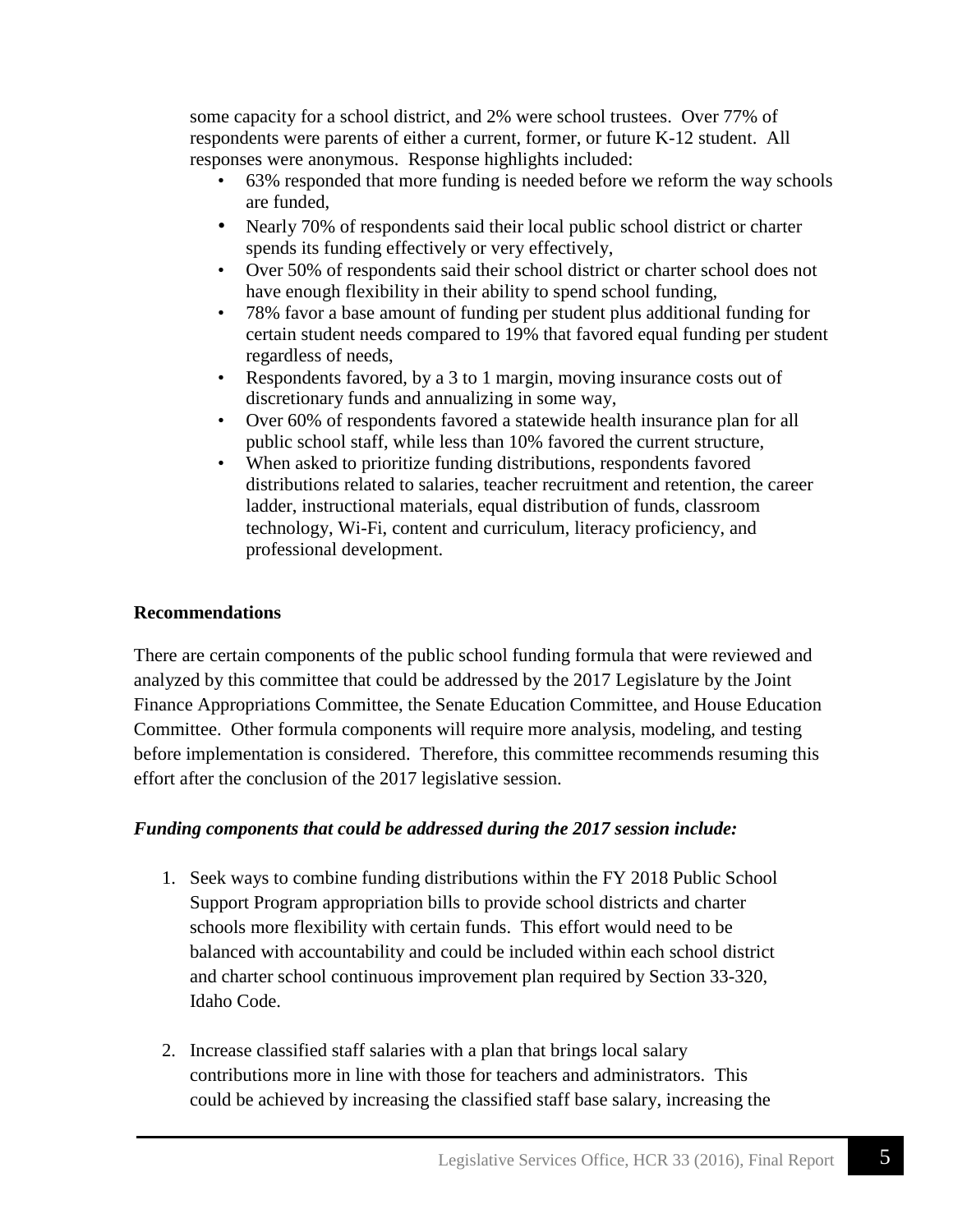some capacity for a school district, and 2% were school trustees. Over 77% of respondents were parents of either a current, former, or future K-12 student. All responses were anonymous. Response highlights included:

- 63% responded that more funding is needed before we reform the way schools are funded,
- Nearly 70% of respondents said their local public school district or charter spends its funding effectively or very effectively,
- Over 50% of respondents said their school district or charter school does not have enough flexibility in their ability to spend school funding,
- 78% favor a base amount of funding per student plus additional funding for certain student needs compared to 19% that favored equal funding per student regardless of needs,
- Respondents favored, by a 3 to 1 margin, moving insurance costs out of discretionary funds and annualizing in some way,
- Over 60% of respondents favored a statewide health insurance plan for all public school staff, while less than 10% favored the current structure,
- When asked to prioritize funding distributions, respondents favored distributions related to salaries, teacher recruitment and retention, the career ladder, instructional materials, equal distribution of funds, classroom technology, Wi-Fi, content and curriculum, literacy proficiency, and professional development.

**Recommendations**

There are certain components of the public school funding formula that were reviewed and analyzed by this committee that could be addressed by the 2017 Legislature by the Joint Finance Appropriations Committee, the Senate Education Committee, and House Education Committee. Other formula components will require more analysis, modeling, and testing before implementation is considered. Therefore, this committee recommends resuming this effort after the conclusion of the 2017 legislative session.

***Funding components that could be addressed during the 2017 session include:***

1. Seek ways to combine funding distributions within the FY 2018 Public School Support Program appropriation bills to provide school districts and charter schools more flexibility with certain funds. This effort would need to be balanced with accountability and could be included within each school district and charter school continuous improvement plan required by Section 33-320, Idaho Code.

2. Increase classified staff salaries with a plan that brings local salary contributions more in line with those for teachers and administrators. This could be achieved by increasing the classified staff base salary, increasing the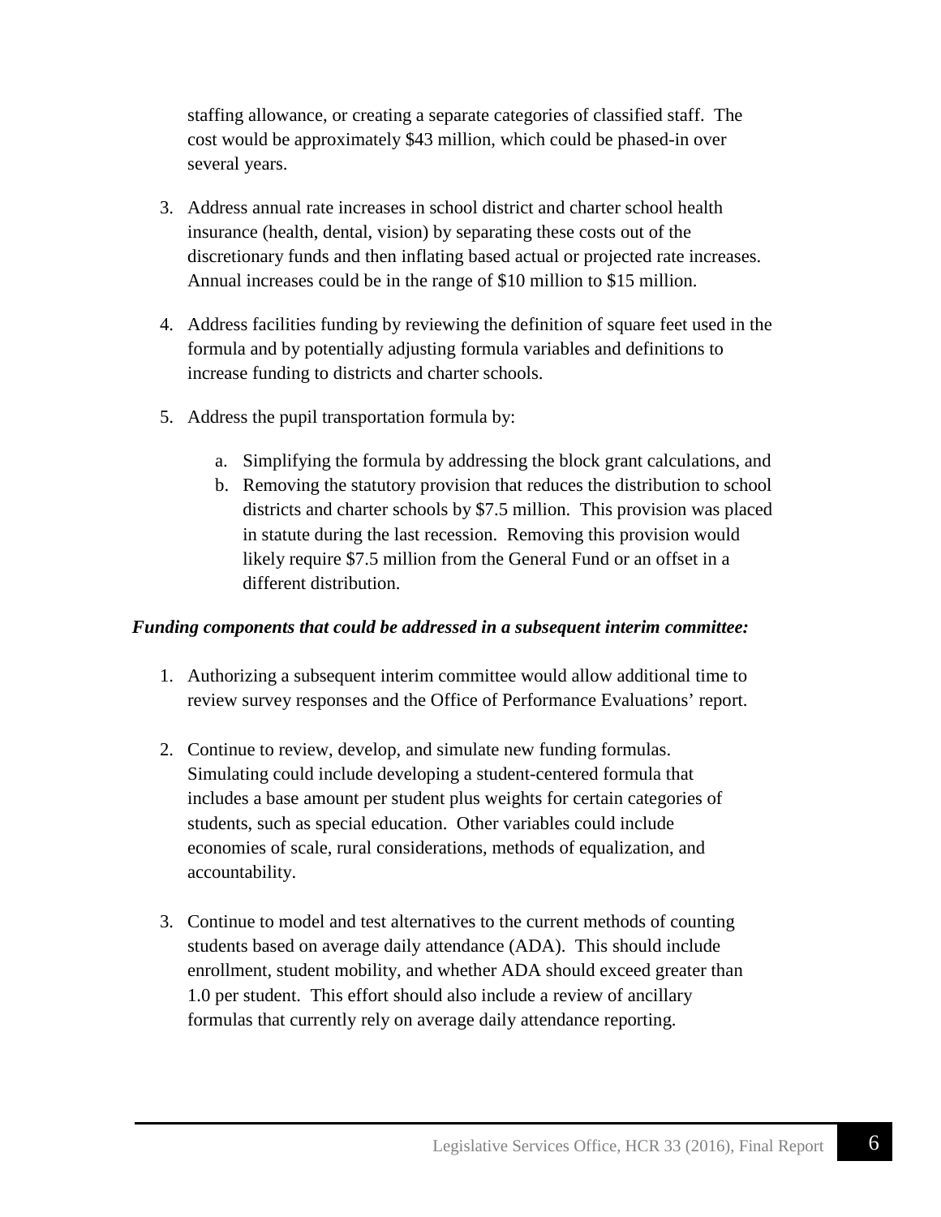staffing allowance, or creating a separate categories of classified staff. The cost would be approximately $43 million, which could be phased-in over several years.

3. Address annual rate increases in school district and charter school health insurance (health, dental, vision) by separating these costs out of the discretionary funds and then inflating based actual or projected rate increases. Annual increases could be in the range of $10 million to $15 million.

4. Address facilities funding by reviewing the definition of square feet used in the formula and by potentially adjusting formula variables and definitions to increase funding to districts and charter schools.

5. Address the pupil transportation formula by:

   a. Simplifying the formula by addressing the block grant calculations, and
   b. Removing the statutory provision that reduces the distribution to school districts and charter schools by $7.5 million. This provision was placed in statute during the last recession. Removing this provision would likely require $7.5 million from the General Fund or an offset in a different distribution.

***Funding components that could be addressed in a subsequent interim committee:***

1. Authorizing a subsequent interim committee would allow additional time to review survey responses and the Office of Performance Evaluations' report.

2. Continue to review, develop, and simulate new funding formulas. Simulating could include developing a student-centered formula that includes a base amount per student plus weights for certain categories of students, such as special education. Other variables could include economies of scale, rural considerations, methods of equalization, and accountability.

3. Continue to model and test alternatives to the current methods of counting students based on average daily attendance (ADA). This should include enrollment, student mobility, and whether ADA should exceed greater than 1.0 per student. This effort should also include a review of ancillary formulas that currently rely on average daily attendance reporting.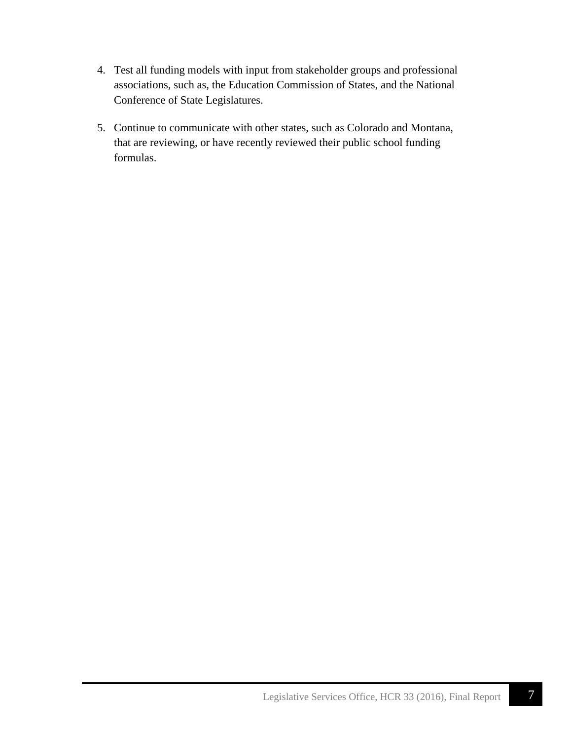4. Test all funding models with input from stakeholder groups and professional associations, such as, the Education Commission of States, and the National Conference of State Legislatures.

5. Continue to communicate with other states, such as Colorado and Montana, that are reviewing, or have recently reviewed their public school funding formulas.